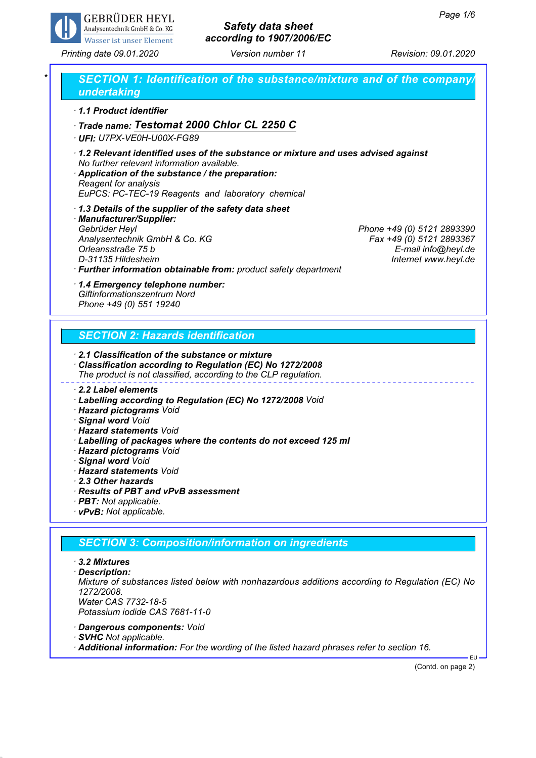**GEBRÜDER HEYL**
Analysentechnik GmbH & Co. KG
Wasser ist unser Element

**Safety data sheet**
**according to 1907/2006/EC**

Printing date 09.01.2020 | Version number 11 | Revision: 09.01.2020

## SECTION 1: Identification of the substance/mixture and of the company/undertaking

· **1.1 Product identifier**

· **Trade name: Testomat 2000 Chlor CL 2250 C**

· **UFI:** U7PX-VE0H-U00X-FG89

· **1.2 Relevant identified uses of the substance or mixture and uses advised against**
No further relevant information available.

· **Application of the substance / the preparation:**
Reagent for analysis
EuPCS: PC-TEC-19 Reagents and laboratory chemical

· **1.3 Details of the supplier of the safety data sheet**

· **Manufacturer/Supplier:**
Gebrüder Heyl
Analysentechnik GmbH & Co. KG
Orleansstraße 75 b
D-31135 Hildesheim

Phone +49 (0) 5121 2893390
Fax +49 (0) 5121 2893367
E-mail info@heyl.de
Internet www.heyl.de

· **Further information obtainable from:** product safety department

· **1.4 Emergency telephone number:**
Giftinformationszentrum Nord
Phone +49 (0) 551 19240

## SECTION 2: Hazards identification

· **2.1 Classification of the substance or mixture**

· **Classification according to Regulation (EC) No 1272/2008**
The product is not classified, according to the CLP regulation.

· **2.2 Label elements**

· **Labelling according to Regulation (EC) No 1272/2008** Void

· **Hazard pictograms** Void

· **Signal word** Void

· **Hazard statements** Void

· **Labelling of packages where the contents do not exceed 125 ml**

· **Hazard pictograms** Void

· **Signal word** Void

· **Hazard statements** Void

· **2.3 Other hazards**

· **Results of PBT and vPvB assessment**

· **PBT:** Not applicable.

· **vPvB:** Not applicable.

## SECTION 3: Composition/information on ingredients

· **3.2 Mixtures**

· **Description:**
Mixture of substances listed below with nonhazardous additions according to Regulation (EC) No 1272/2008.
Water CAS 7732-18-5
Potassium iodide CAS 7681-11-0

· **Dangerous components:** Void

· **SVHC** Not applicable.

· **Additional information:** For the wording of the listed hazard phrases refer to section 16.

(Contd. on page 2)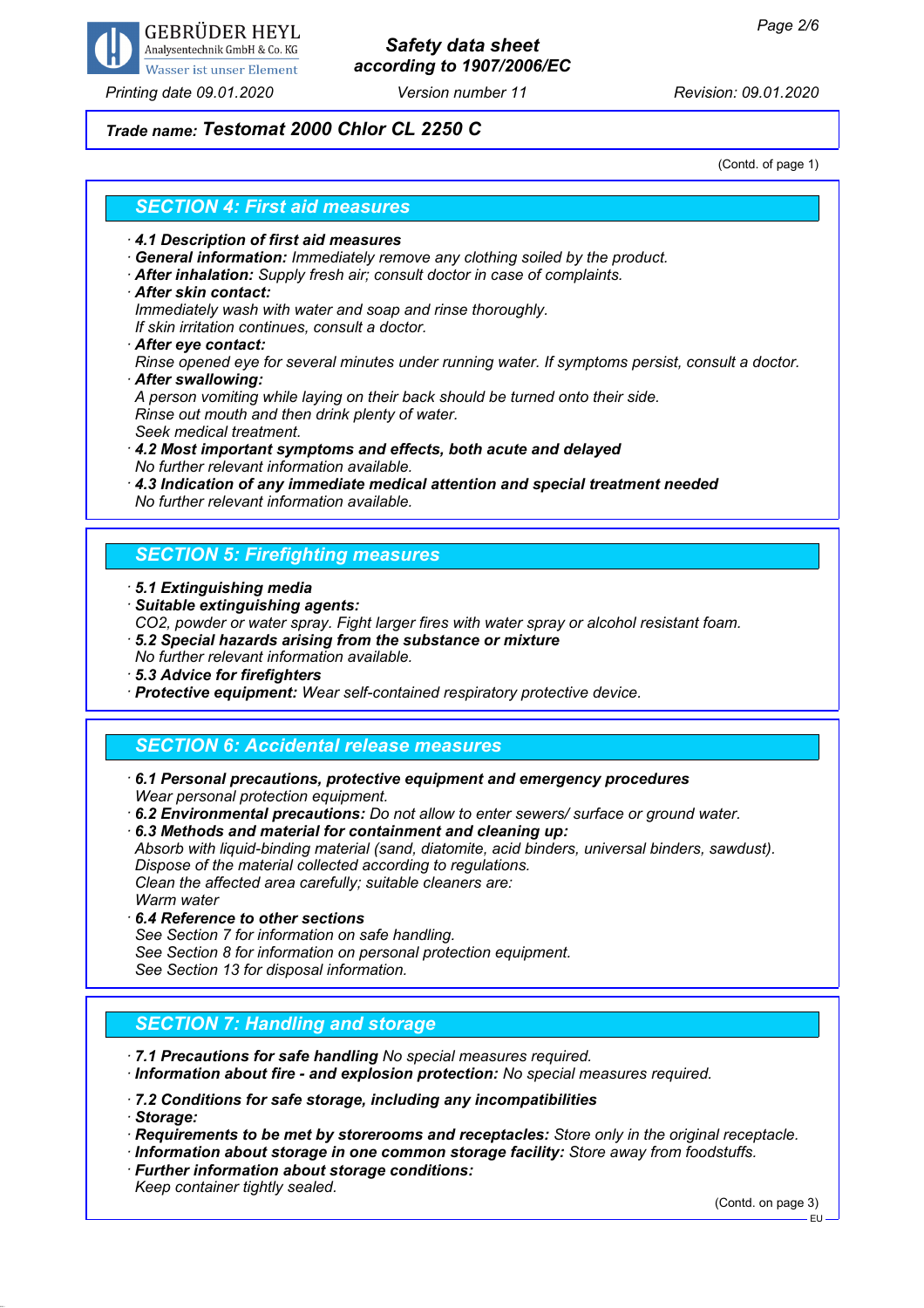## Trade name: Testomat 2000 Chlor CL 2250 C

(Contd. of page 1)

## SECTION 4: First aid measures

· **4.1 Description of first aid measures**
· **General information:** *Immediately remove any clothing soiled by the product.*
· **After inhalation:** *Supply fresh air; consult doctor in case of complaints.*
· **After skin contact:**
*Immediately wash with water and soap and rinse thoroughly.*
*If skin irritation continues, consult a doctor.*
· **After eye contact:**
*Rinse opened eye for several minutes under running water. If symptoms persist, consult a doctor.*
· **After swallowing:**
*A person vomiting while laying on their back should be turned onto their side.*
*Rinse out mouth and then drink plenty of water.*
*Seek medical treatment.*
· **4.2 Most important symptoms and effects, both acute and delayed**
*No further relevant information available.*
· **4.3 Indication of any immediate medical attention and special treatment needed**
*No further relevant information available.*

## SECTION 5: Firefighting measures

· **5.1 Extinguishing media**
· **Suitable extinguishing agents:**
*CO2, powder or water spray. Fight larger fires with water spray or alcohol resistant foam.*
· **5.2 Special hazards arising from the substance or mixture**
*No further relevant information available.*
· **5.3 Advice for firefighters**
· **Protective equipment:** *Wear self-contained respiratory protective device.*

## SECTION 6: Accidental release measures

· **6.1 Personal precautions, protective equipment and emergency procedures**
*Wear personal protection equipment.*
· **6.2 Environmental precautions:** *Do not allow to enter sewers/ surface or ground water.*
· **6.3 Methods and material for containment and cleaning up:**
*Absorb with liquid-binding material (sand, diatomite, acid binders, universal binders, sawdust).*
*Dispose of the material collected according to regulations.*
*Clean the affected area carefully; suitable cleaners are:*
*Warm water*
· **6.4 Reference to other sections**
*See Section 7 for information on safe handling.*
*See Section 8 for information on personal protection equipment.*
*See Section 13 for disposal information.*

## SECTION 7: Handling and storage

· **7.1 Precautions for safe handling** *No special measures required.*
· **Information about fire - and explosion protection:** *No special measures required.*

· **7.2 Conditions for safe storage, including any incompatibilities**
· **Storage:**
· **Requirements to be met by storerooms and receptacles:** *Store only in the original receptacle.*
· **Information about storage in one common storage facility:** *Store away from foodstuffs.*
· **Further information about storage conditions:**
*Keep container tightly sealed.*

(Contd. on page 3)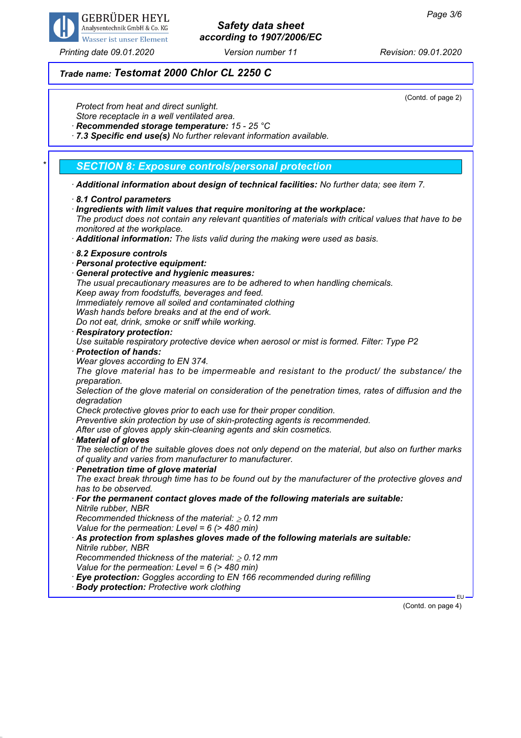## Trade name: Testomat 2000 Chlor CL 2250 C

(Contd. of page 2)

Protect from heat and direct sunlight.
Store receptacle in a well ventilated area.

· **Recommended storage temperature:** 15 - 25 °C
· **7.3 Specific end use(s)** No further relevant information available.

## * SECTION 8: Exposure controls/personal protection

· **Additional information about design of technical facilities:** No further data; see item 7.

· **8.1 Control parameters**
· **Ingredients with limit values that require monitoring at the workplace:**
The product does not contain any relevant quantities of materials with critical values that have to be monitored at the workplace.
· **Additional information:** The lists valid during the making were used as basis.

· **8.2 Exposure controls**
· **Personal protective equipment:**
· **General protective and hygienic measures:**
The usual precautionary measures are to be adhered to when handling chemicals.
Keep away from foodstuffs, beverages and feed.
Immediately remove all soiled and contaminated clothing
Wash hands before breaks and at the end of work.
Do not eat, drink, smoke or sniff while working.
· **Respiratory protection:**
Use suitable respiratory protective device when aerosol or mist is formed. Filter: Type P2
· **Protection of hands:**
Wear gloves according to EN 374.
The glove material has to be impermeable and resistant to the product/ the substance/ the preparation.
Selection of the glove material on consideration of the penetration times, rates of diffusion and the degradation
Check protective gloves prior to each use for their proper condition.
Preventive skin protection by use of skin-protecting agents is recommended.
After use of gloves apply skin-cleaning agents and skin cosmetics.
· **Material of gloves**
The selection of the suitable gloves does not only depend on the material, but also on further marks of quality and varies from manufacturer to manufacturer.
· **Penetration time of glove material**
The exact break through time has to be found out by the manufacturer of the protective gloves and has to be observed.
· **For the permanent contact gloves made of the following materials are suitable:**
Nitrile rubber, NBR
Recommended thickness of the material: $\geq$ 0.12 mm
Value for the permeation: Level = 6 (> 480 min)
· **As protection from splashes gloves made of the following materials are suitable:**
Nitrile rubber, NBR
Recommended thickness of the material: $\geq$ 0.12 mm
Value for the permeation: Level = 6 (> 480 min)
· **Eye protection:** Goggles according to EN 166 recommended during refilling
· **Body protection:** Protective work clothing

(Contd. on page 4)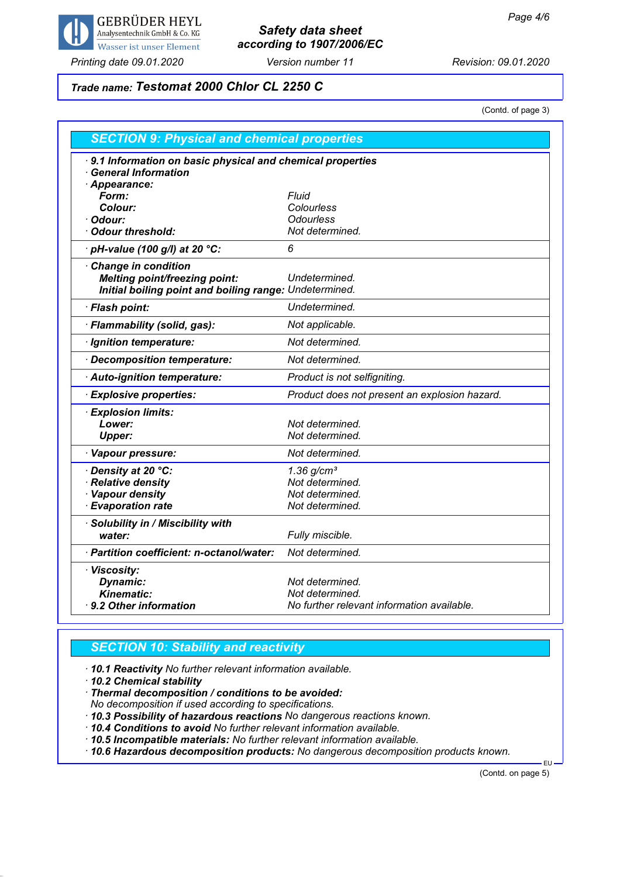**Trade name: Testomat 2000 Chlor CL 2250 C**

(Contd. of page 3)

## SECTION 9: Physical and chemical properties

| | |
|---|---|
| · **9.1 Information on basic physical and chemical properties** | |
| · **General Information** | |
| · **Appearance:** | |
| **Form:** | Fluid |
| **Colour:** | Colourless |
| · **Odour:** | Odourless |
| · **Odour threshold:** | Not determined. |
| · **pH-value (100 g/l) at 20 °C:** | 6 |
| · **Change in condition** | |
| **Melting point/freezing point:** | Undetermined. |
| **Initial boiling point and boiling range:** | Undetermined. |
| · **Flash point:** | Undetermined. |
| · **Flammability (solid, gas):** | Not applicable. |
| · **Ignition temperature:** | Not determined. |
| · **Decomposition temperature:** | Not determined. |
| · **Auto-ignition temperature:** | Product is not selfigniting. |
| · **Explosive properties:** | Product does not present an explosion hazard. |
| · **Explosion limits:** | |
| **Lower:** | Not determined. |
| **Upper:** | Not determined. |
| · **Vapour pressure:** | Not determined. |
| · **Density at 20 °C:** | 1.36 $g/cm^3$ |
| · **Relative density** | Not determined. |
| · **Vapour density** | Not determined. |
| · **Evaporation rate** | Not determined. |
| · **Solubility in / Miscibility with** | |
| **water:** | Fully miscible. |
| · **Partition coefficient: n-octanol/water:** | Not determined. |
| · **Viscosity:** | |
| **Dynamic:** | Not determined. |
| **Kinematic:** | Not determined. |
| · **9.2 Other information** | No further relevant information available. |

## SECTION 10: Stability and reactivity

- · **10.1 Reactivity** No further relevant information available.
- · **10.2 Chemical stability**
- · **Thermal decomposition / conditions to be avoided:**
  No decomposition if used according to specifications.
- · **10.3 Possibility of hazardous reactions** No dangerous reactions known.
- · **10.4 Conditions to avoid** No further relevant information available.
- · **10.5 Incompatible materials:** No further relevant information available.
- · **10.6 Hazardous decomposition products:** No dangerous decomposition products known.

(Contd. on page 5)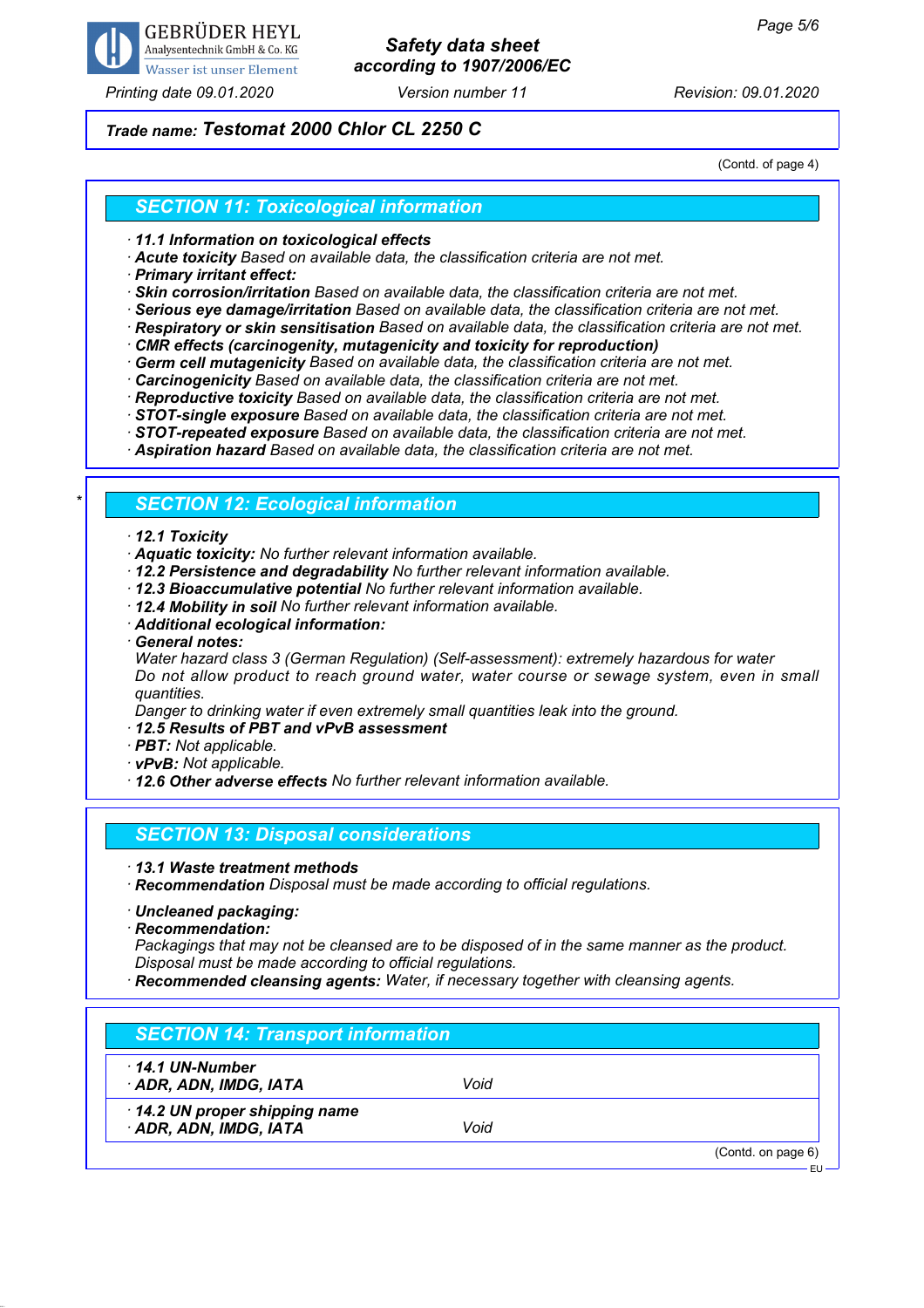(Contd. of page 4)

## SECTION 11: Toxicological information

- **11.1 Information on toxicological effects**
- ***Acute toxicity*** *Based on available data, the classification criteria are not met.*
- ***Primary irritant effect:***
- ***Skin corrosion/irritation*** *Based on available data, the classification criteria are not met.*
- ***Serious eye damage/irritation*** *Based on available data, the classification criteria are not met.*
- ***Respiratory or skin sensitisation*** *Based on available data, the classification criteria are not met.*
- ***CMR effects (carcinogenity, mutagenicity and toxicity for reproduction)***
- ***Germ cell mutagenicity*** *Based on available data, the classification criteria are not met.*
- ***Carcinogenicity*** *Based on available data, the classification criteria are not met.*
- ***Reproductive toxicity*** *Based on available data, the classification criteria are not met.*
- ***STOT-single exposure*** *Based on available data, the classification criteria are not met.*
- ***STOT-repeated exposure*** *Based on available data, the classification criteria are not met.*
- ***Aspiration hazard*** *Based on available data, the classification criteria are not met.*

## SECTION 12: Ecological information

- ***12.1 Toxicity***
- ***Aquatic toxicity:*** *No further relevant information available.*
- ***12.2 Persistence and degradability*** *No further relevant information available.*
- ***12.3 Bioaccumulative potential*** *No further relevant information available.*
- ***12.4 Mobility in soil*** *No further relevant information available.*
- ***Additional ecological information:***
- ***General notes:***
  *Water hazard class 3 (German Regulation) (Self-assessment): extremely hazardous for water*
  *Do not allow product to reach ground water, water course or sewage system, even in small quantities.*
  *Danger to drinking water if even extremely small quantities leak into the ground.*
- ***12.5 Results of PBT and vPvB assessment***
- ***PBT:*** *Not applicable.*
- ***vPvB:*** *Not applicable.*
- ***12.6 Other adverse effects*** *No further relevant information available.*

## SECTION 13: Disposal considerations

- ***13.1 Waste treatment methods***
- ***Recommendation*** *Disposal must be made according to official regulations.*

- ***Uncleaned packaging:***
- ***Recommendation:***
  *Packagings that may not be cleansed are to be disposed of in the same manner as the product.*
  *Disposal must be made according to official regulations.*
- ***Recommended cleansing agents:*** *Water, if necessary together with cleansing agents.*

## SECTION 14: Transport information

| | |
|---|---|
| ***14.1 UN-Number*** | |
| ***ADR, ADN, IMDG, IATA*** | *Void* |
| ***14.2 UN proper shipping name*** | |
| ***ADR, ADN, IMDG, IATA*** | *Void* |

(Contd. on page 6)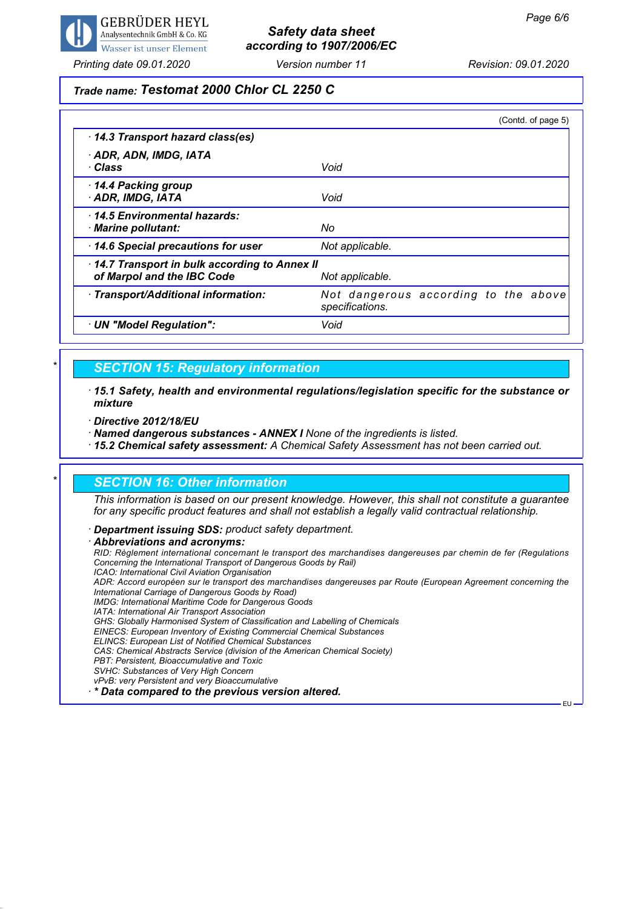Trade name: **Testomat 2000 Chlor CL 2250 C**

(Contd. of page 5)

| | |
|---|---|
| · **14.3 Transport hazard class(es)** | |
| · **ADR, ADN, IMDG, IATA** · **Class** | Void |
| · **14.4 Packing group** · **ADR, IMDG, IATA** | Void |
| · **14.5 Environmental hazards:** · **Marine pollutant:** | No |
| · **14.6 Special precautions for user** | Not applicable. |
| · **14.7 Transport in bulk according to Annex II of Marpol and the IBC Code** | Not applicable. |
| · **Transport/Additional information:** | Not dangerous according to the above specifications. |
| · **UN "Model Regulation":** | Void |

\*

## SECTION 15: Regulatory information

· **15.1 Safety, health and environmental regulations/legislation specific for the substance or mixture**

· **Directive 2012/18/EU**
· **Named dangerous substances - ANNEX I** None of the ingredients is listed.
· **15.2 Chemical safety assessment:** A Chemical Safety Assessment has not been carried out.

\*

## SECTION 16: Other information

This information is based on our present knowledge. However, this shall not constitute a guarantee for any specific product features and shall not establish a legally valid contractual relationship.

· **Department issuing SDS:** product safety department.
· **Abbreviations and acronyms:**
RID: Règlement international concernant le transport des marchandises dangereuses par chemin de fer (Regulations Concerning the International Transport of Dangerous Goods by Rail)
ICAO: International Civil Aviation Organisation
ADR: Accord européen sur le transport des marchandises dangereuses par Route (European Agreement concerning the International Carriage of Dangerous Goods by Road)
IMDG: International Maritime Code for Dangerous Goods
IATA: International Air Transport Association
GHS: Globally Harmonised System of Classification and Labelling of Chemicals
EINECS: European Inventory of Existing Commercial Chemical Substances
ELINCS: European List of Notified Chemical Substances
CAS: Chemical Abstracts Service (division of the American Chemical Society)
PBT: Persistent, Bioaccumulative and Toxic
SVHC: Substances of Very High Concern
vPvB: very Persistent and very Bioaccumulative
· **\* Data compared to the previous version altered.**

EU